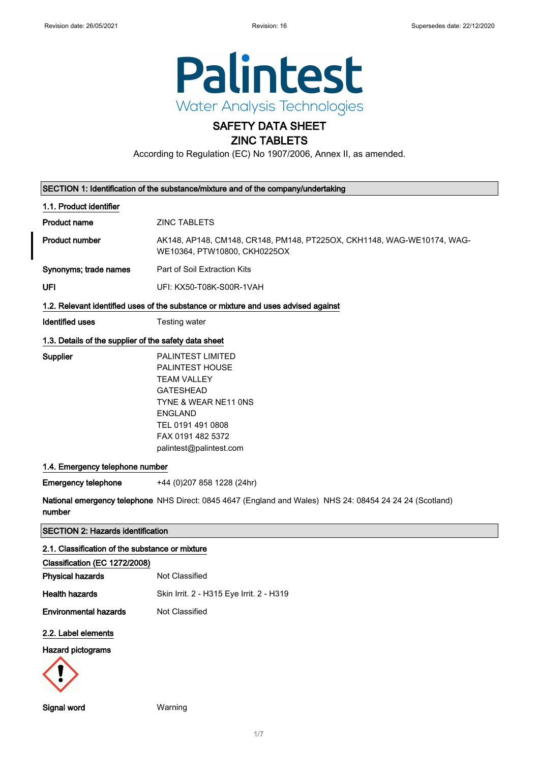Palintest
Water Analysis Technologies

# SAFETY DATA SHEET
# ZINC TABLETS

According to Regulation (EC) No 1907/2006, Annex II, as amended.

## SECTION 1: Identification of the substance/mixture and of the company/undertaking

### 1.1. Product identifier

**Product name** ZINC TABLETS

**Product number** AK148, AP148, CM148, CR148, PM148, PT225OX, CKH1148, WAG-WE10174, WAG-WE10364, PTW10800, CKH0225OX

**Synonyms; trade names** Part of Soil Extraction Kits

**UFI** UFI: KX50-T08K-S00R-1VAH

### 1.2. Relevant identified uses of the substance or mixture and uses advised against

**Identified uses** Testing water

### 1.3. Details of the supplier of the safety data sheet

**Supplier**
PALINTEST LIMITED
PALINTEST HOUSE
TEAM VALLEY
GATESHEAD
TYNE & WEAR NE11 0NS
ENGLAND
TEL 0191 491 0808
FAX 0191 482 5372
palintest@palintest.com

### 1.4. Emergency telephone number

**Emergency telephone** +44 (0)207 858 1228 (24hr)

**National emergency telephone number** NHS Direct: 0845 4647 (England and Wales) NHS 24: 08454 24 24 24 (Scotland)

## SECTION 2: Hazards identification

### 2.1. Classification of the substance or mixture

**Classification (EC 1272/2008)**

**Physical hazards** Not Classified

**Health hazards** Skin Irrit. 2 - H315 Eye Irrit. 2 - H319

**Environmental hazards** Not Classified

### 2.2. Label elements

**Hazard pictograms**

**Signal word** Warning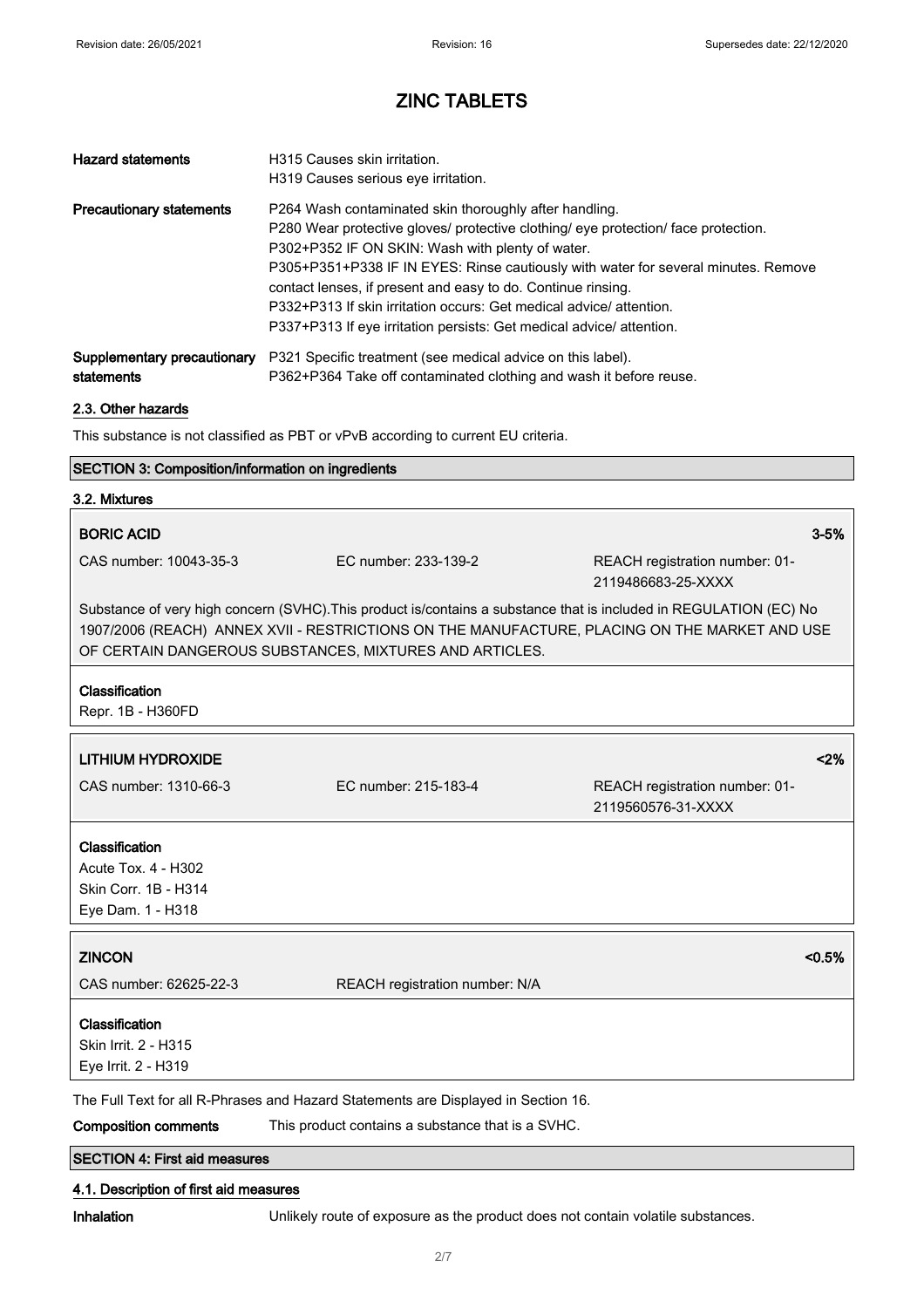| | |
|---|---|
| **Hazard statements** | H315 Causes skin irritation.<br>H319 Causes serious eye irritation. |
| **Precautionary statements** | P264 Wash contaminated skin thoroughly after handling.<br>P280 Wear protective gloves/ protective clothing/ eye protection/ face protection.<br>P302+P352 IF ON SKIN: Wash with plenty of water.<br>P305+P351+P338 IF IN EYES: Rinse cautiously with water for several minutes. Remove contact lenses, if present and easy to do. Continue rinsing.<br>P332+P313 If skin irritation occurs: Get medical advice/ attention.<br>P337+P313 If eye irritation persists: Get medical advice/ attention. |
| **Supplementary precautionary statements** | P321 Specific treatment (see medical advice on this label).<br>P362+P364 Take off contaminated clothing and wash it before reuse. |

### 2.3. Other hazards

This substance is not classified as PBT or vPvB according to current EU criteria.

## SECTION 3: Composition/information on ingredients

### 3.2. Mixtures

**BORIC ACID** 3-5%

CAS number: 10043-35-3 EC number: 233-139-2 REACH registration number: 01-2119486683-25-XXXX

Substance of very high concern (SVHC).This product is/contains a substance that is included in REGULATION (EC) No 1907/2006 (REACH) ANNEX XVII - RESTRICTIONS ON THE MANUFACTURE, PLACING ON THE MARKET AND USE OF CERTAIN DANGEROUS SUBSTANCES, MIXTURES AND ARTICLES.

**Classification**

Repr. 1B - H360FD

**LITHIUM HYDROXIDE** <2%

CAS number: 1310-66-3 EC number: 215-183-4 REACH registration number: 01-2119560576-31-XXXX

**Classification**

Acute Tox. 4 - H302
Skin Corr. 1B - H314
Eye Dam. 1 - H318

**ZINCON** <0.5%

CAS number: 62625-22-3 REACH registration number: N/A

**Classification**

Skin Irrit. 2 - H315
Eye Irrit. 2 - H319

The Full Text for all R-Phrases and Hazard Statements are Displayed in Section 16.

**Composition comments** This product contains a substance that is a SVHC.

## SECTION 4: First aid measures

### 4.1. Description of first aid measures

**Inhalation** Unlikely route of exposure as the product does not contain volatile substances.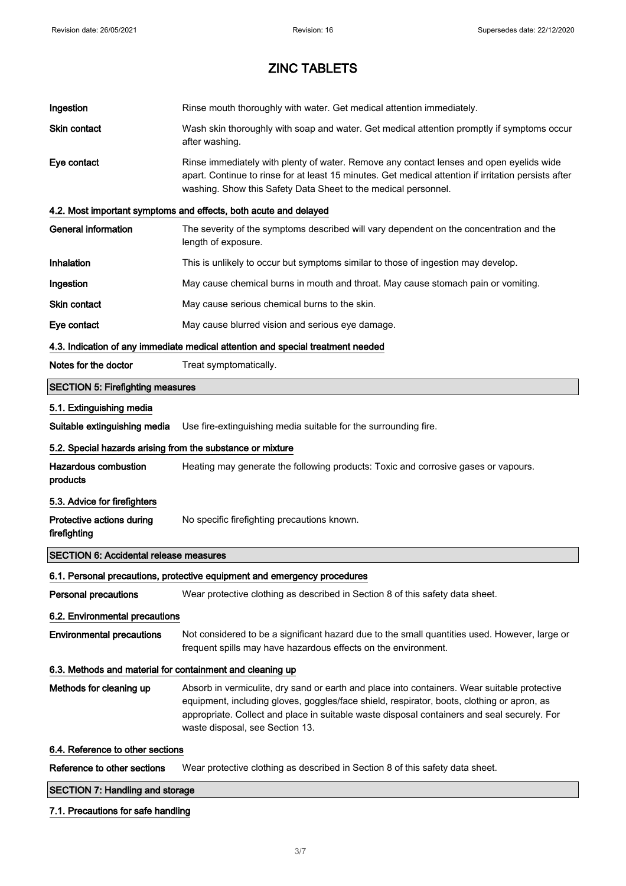# ZINC TABLETS

| | |
|---|---|
| **Ingestion** | Rinse mouth thoroughly with water. Get medical attention immediately. |
| **Skin contact** | Wash skin thoroughly with soap and water. Get medical attention promptly if symptoms occur after washing. |
| **Eye contact** | Rinse immediately with plenty of water. Remove any contact lenses and open eyelids wide apart. Continue to rinse for at least 15 minutes. Get medical attention if irritation persists after washing. Show this Safety Data Sheet to the medical personnel. |

### 4.2. Most important symptoms and effects, both acute and delayed

| | |
|---|---|
| **General information** | The severity of the symptoms described will vary dependent on the concentration and the length of exposure. |
| **Inhalation** | This is unlikely to occur but symptoms similar to those of ingestion may develop. |
| **Ingestion** | May cause chemical burns in mouth and throat. May cause stomach pain or vomiting. |
| **Skin contact** | May cause serious chemical burns to the skin. |
| **Eye contact** | May cause blurred vision and serious eye damage. |

### 4.3. Indication of any immediate medical attention and special treatment needed

| | |
|---|---|
| **Notes for the doctor** | Treat symptomatically. |

## SECTION 5: Firefighting measures

### 5.1. Extinguishing media

| | |
|---|---|
| **Suitable extinguishing media** | Use fire-extinguishing media suitable for the surrounding fire. |

### 5.2. Special hazards arising from the substance or mixture

| | |
|---|---|
| **Hazardous combustion products** | Heating may generate the following products: Toxic and corrosive gases or vapours. |

### 5.3. Advice for firefighters

| | |
|---|---|
| **Protective actions during firefighting** | No specific firefighting precautions known. |

## SECTION 6: Accidental release measures

### 6.1. Personal precautions, protective equipment and emergency procedures

| | |
|---|---|
| **Personal precautions** | Wear protective clothing as described in Section 8 of this safety data sheet. |

### 6.2. Environmental precautions

| | |
|---|---|
| **Environmental precautions** | Not considered to be a significant hazard due to the small quantities used. However, large or frequent spills may have hazardous effects on the environment. |

### 6.3. Methods and material for containment and cleaning up

| | |
|---|---|
| **Methods for cleaning up** | Absorb in vermiculite, dry sand or earth and place into containers. Wear suitable protective equipment, including gloves, goggles/face shield, respirator, boots, clothing or apron, as appropriate. Collect and place in suitable waste disposal containers and seal securely. For waste disposal, see Section 13. |

### 6.4. Reference to other sections

| | |
|---|---|
| **Reference to other sections** | Wear protective clothing as described in Section 8 of this safety data sheet. |

## SECTION 7: Handling and storage

### 7.1. Precautions for safe handling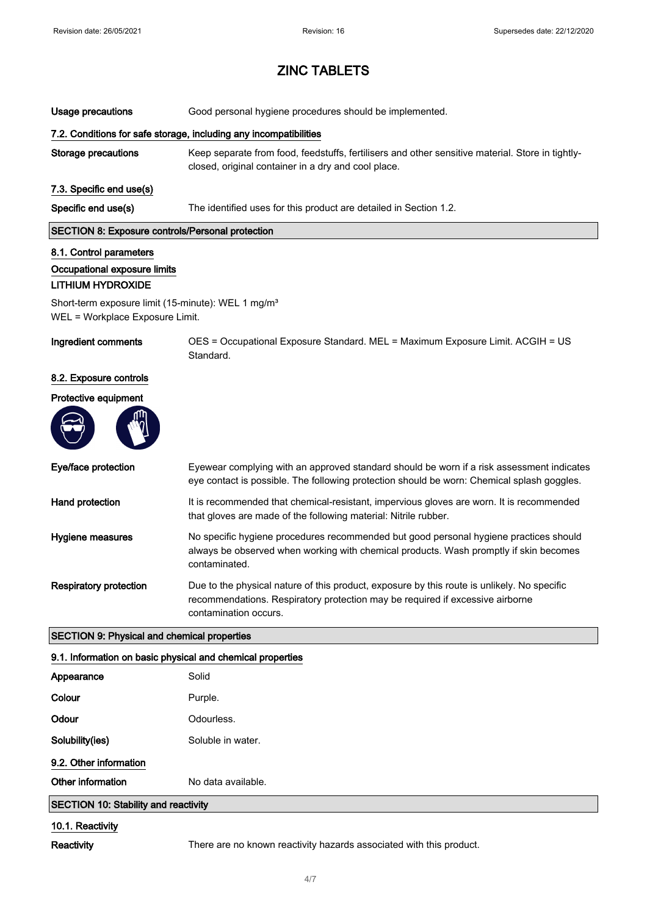| | |
|---|---|
| **Usage precautions** | Good personal hygiene procedures should be implemented. |

### 7.2. Conditions for safe storage, including any incompatibilities

| | |
|---|---|
| **Storage precautions** | Keep separate from food, feedstuffs, fertilisers and other sensitive material. Store in tightly-closed, original container in a dry and cool place. |

### 7.3. Specific end use(s)

| | |
|---|---|
| **Specific end use(s)** | The identified uses for this product are detailed in Section 1.2. |

## SECTION 8: Exposure controls/Personal protection

### 8.1. Control parameters

#### Occupational exposure limits

**LITHIUM HYDROXIDE**

Short-term exposure limit (15-minute): WEL 1 mg/m³

WEL = Workplace Exposure Limit.

| | |
|---|---|
| **Ingredient comments** | OES = Occupational Exposure Standard. MEL = Maximum Exposure Limit. ACGIH = US Standard. |

### 8.2. Exposure controls

#### Protective equipment

| | |
|---|---|
| **Eye/face protection** | Eyewear complying with an approved standard should be worn if a risk assessment indicates eye contact is possible. The following protection should be worn: Chemical splash goggles. |
| **Hand protection** | It is recommended that chemical-resistant, impervious gloves are worn. It is recommended that gloves are made of the following material: Nitrile rubber. |
| **Hygiene measures** | No specific hygiene procedures recommended but good personal hygiene practices should always be observed when working with chemical products. Wash promptly if skin becomes contaminated. |
| **Respiratory protection** | Due to the physical nature of this product, exposure by this route is unlikely. No specific recommendations. Respiratory protection may be required if excessive airborne contamination occurs. |

## SECTION 9: Physical and chemical properties

### 9.1. Information on basic physical and chemical properties

| | |
|---|---|
| **Appearance** | Solid |
| **Colour** | Purple. |
| **Odour** | Odourless. |
| **Solubility(ies)** | Soluble in water. |

### 9.2. Other information

| | |
|---|---|
| **Other information** | No data available. |

## SECTION 10: Stability and reactivity

### 10.1. Reactivity

| | |
|---|---|
| **Reactivity** | There are no known reactivity hazards associated with this product. |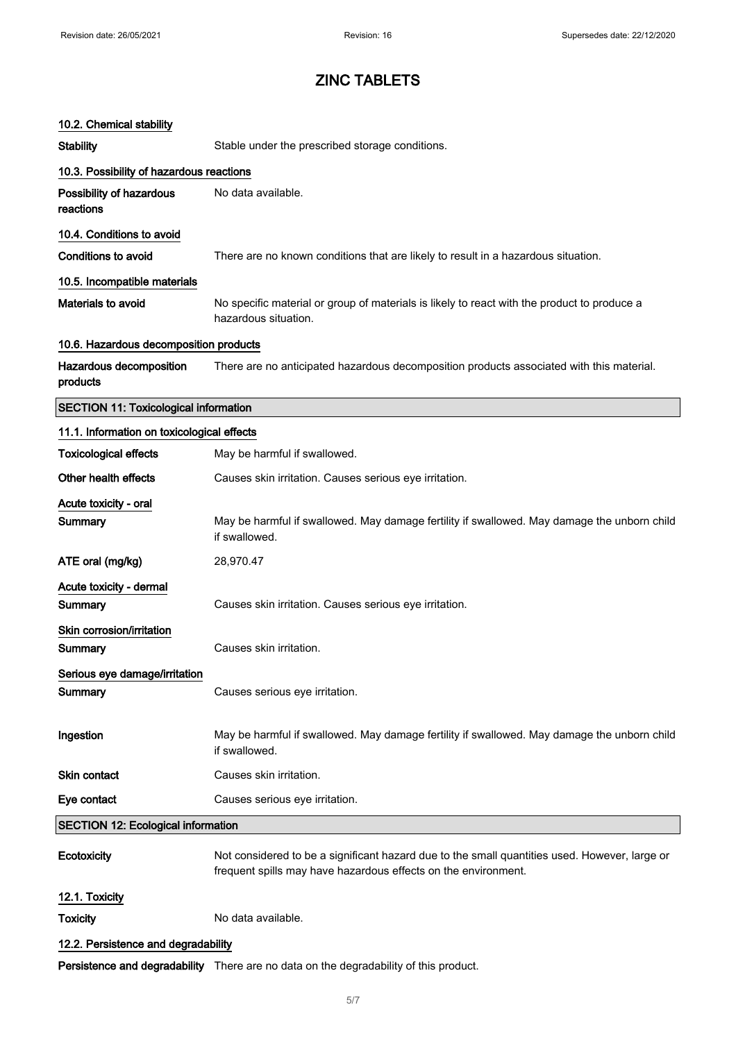# ZINC TABLETS

### 10.2. Chemical stability

**Stability** Stable under the prescribed storage conditions.

### 10.3. Possibility of hazardous reactions

**Possibility of hazardous reactions** No data available.

### 10.4. Conditions to avoid

**Conditions to avoid** There are no known conditions that are likely to result in a hazardous situation.

### 10.5. Incompatible materials

**Materials to avoid** No specific material or group of materials is likely to react with the product to produce a hazardous situation.

### 10.6. Hazardous decomposition products

**Hazardous decomposition products** There are no anticipated hazardous decomposition products associated with this material.

## SECTION 11: Toxicological information

### 11.1. Information on toxicological effects

**Toxicological effects** May be harmful if swallowed.

**Other health effects** Causes skin irritation. Causes serious eye irritation.

**Acute toxicity - oral**

**Summary** May be harmful if swallowed. May damage fertility if swallowed. May damage the unborn child if swallowed.

**ATE oral (mg/kg)** 28,970.47

**Acute toxicity - dermal**

**Summary** Causes skin irritation. Causes serious eye irritation.

**Skin corrosion/irritation**

**Summary** Causes skin irritation.

**Serious eye damage/irritation**

**Summary** Causes serious eye irritation.

**Ingestion** May be harmful if swallowed. May damage fertility if swallowed. May damage the unborn child if swallowed.

**Skin contact** Causes skin irritation.

**Eye contact** Causes serious eye irritation.

## SECTION 12: Ecological information

**Ecotoxicity** Not considered to be a significant hazard due to the small quantities used. However, large or frequent spills may have hazardous effects on the environment.

### 12.1. Toxicity

**Toxicity** No data available.

### 12.2. Persistence and degradability

**Persistence and degradability** There are no data on the degradability of this product.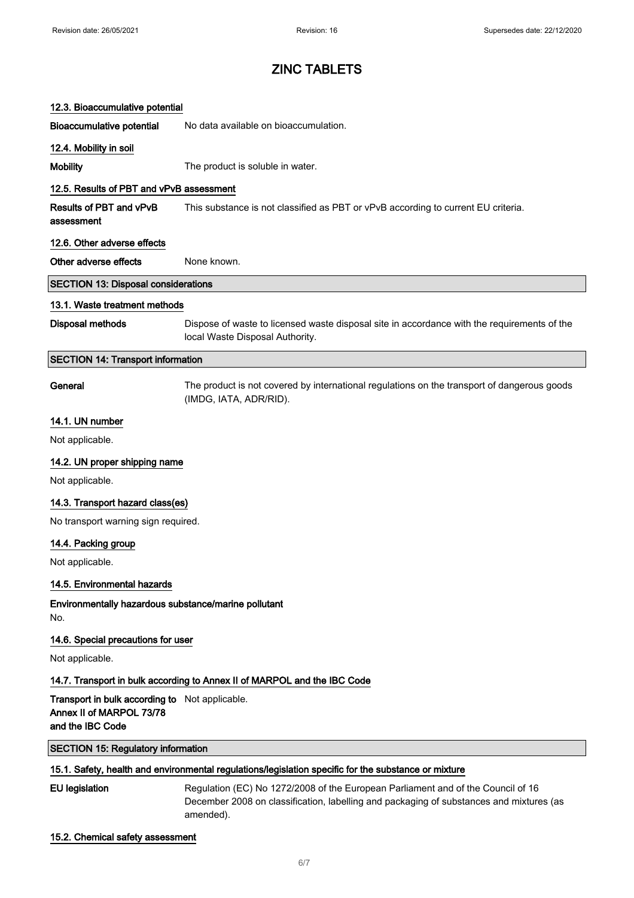### 12.3. Bioaccumulative potential

**Bioaccumulative potential** No data available on bioaccumulation.

### 12.4. Mobility in soil

**Mobility** The product is soluble in water.

### 12.5. Results of PBT and vPvB assessment

**Results of PBT and vPvB assessment** This substance is not classified as PBT or vPvB according to current EU criteria.

### 12.6. Other adverse effects

**Other adverse effects** None known.

## SECTION 13: Disposal considerations

### 13.1. Waste treatment methods

**Disposal methods** Dispose of waste to licensed waste disposal site in accordance with the requirements of the local Waste Disposal Authority.

## SECTION 14: Transport information

**General** The product is not covered by international regulations on the transport of dangerous goods (IMDG, IATA, ADR/RID).

### 14.1. UN number

Not applicable.

### 14.2. UN proper shipping name

Not applicable.

### 14.3. Transport hazard class(es)

No transport warning sign required.

### 14.4. Packing group

Not applicable.

### 14.5. Environmental hazards

**Environmentally hazardous substance/marine pollutant**

No.

### 14.6. Special precautions for user

Not applicable.

### 14.7. Transport in bulk according to Annex II of MARPOL and the IBC Code

**Transport in bulk according to Annex II of MARPOL 73/78 and the IBC Code** Not applicable.

## SECTION 15: Regulatory information

### 15.1. Safety, health and environmental regulations/legislation specific for the substance or mixture

**EU legislation** Regulation (EC) No 1272/2008 of the European Parliament and of the Council of 16 December 2008 on classification, labelling and packaging of substances and mixtures (as amended).

### 15.2. Chemical safety assessment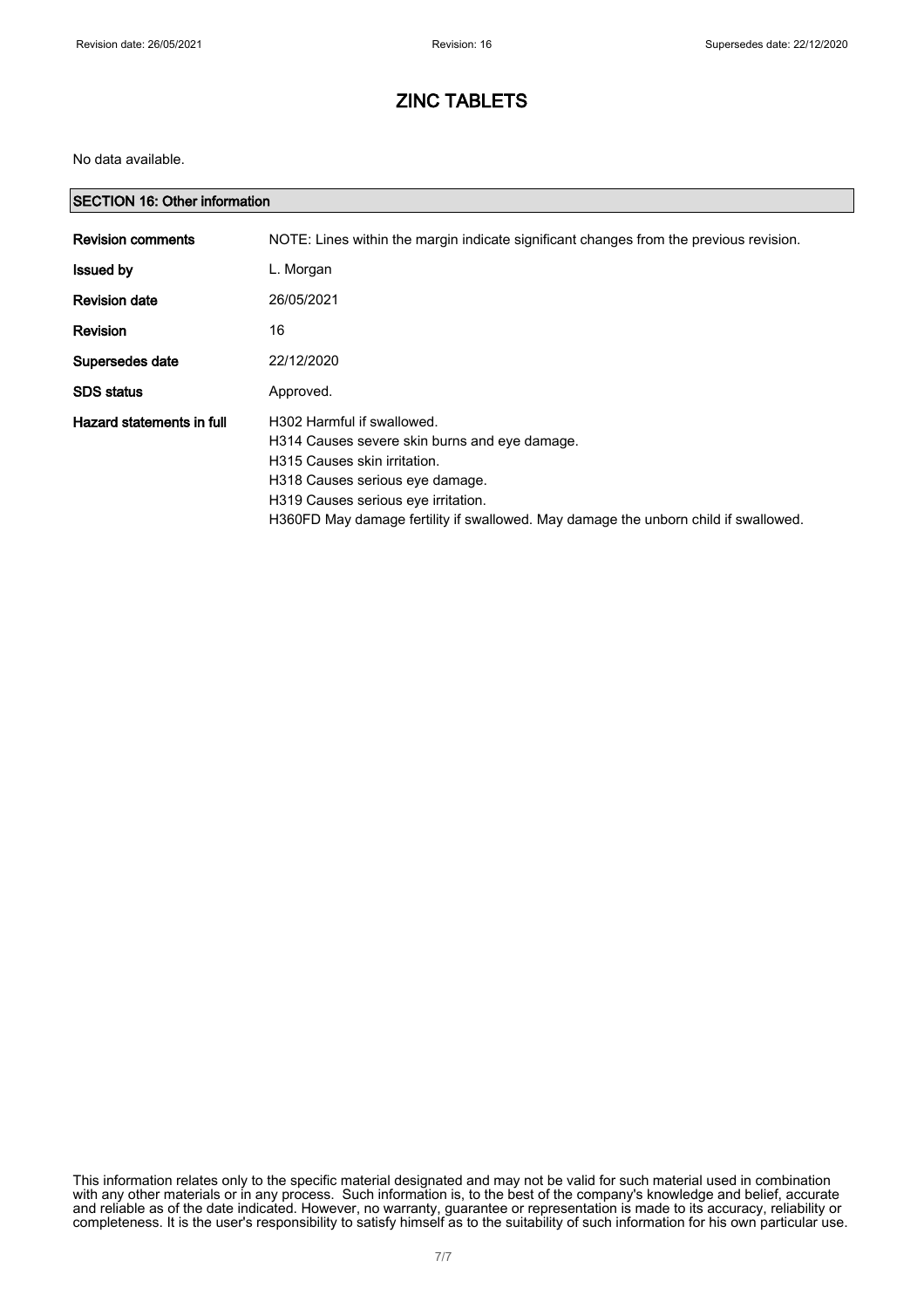# ZINC TABLETS

No data available.

## SECTION 16: Other information

| | |
|---|---|
| **Revision comments** | NOTE: Lines within the margin indicate significant changes from the previous revision. |
| **Issued by** | L. Morgan |
| **Revision date** | 26/05/2021 |
| **Revision** | 16 |
| **Supersedes date** | 22/12/2020 |
| **SDS status** | Approved. |
| **Hazard statements in full** | H302 Harmful if swallowed.<br>H314 Causes severe skin burns and eye damage.<br>H315 Causes skin irritation.<br>H318 Causes serious eye damage.<br>H319 Causes serious eye irritation.<br>H360FD May damage fertility if swallowed. May damage the unborn child if swallowed. |

This information relates only to the specific material designated and may not be valid for such material used in combination with any other materials or in any process. Such information is, to the best of the company's knowledge and belief, accurate and reliable as of the date indicated. However, no warranty, guarantee or representation is made to its accuracy, reliability or completeness. It is the user's responsibility to satisfy himself as to the suitability of such information for his own particular use.